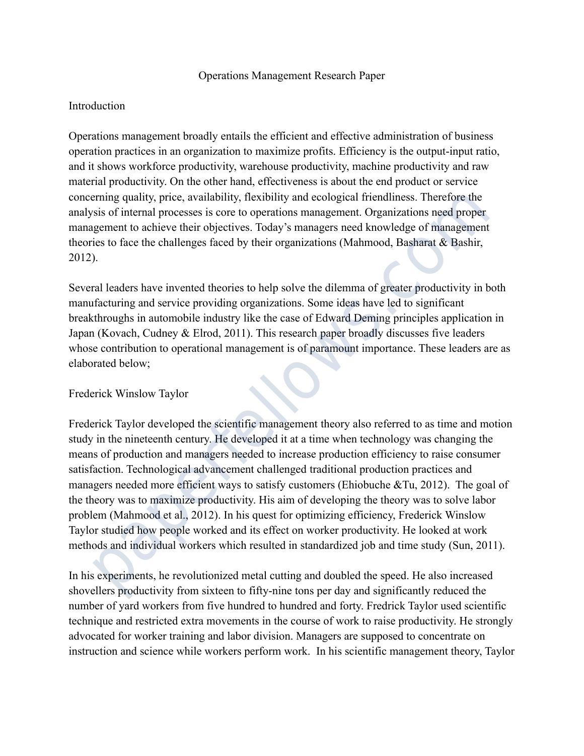# Operations Management Research Paper

## Introduction

Operations management broadly entails the efficient and effective administration of business operation practices in an organization to maximize profits. Efficiency is the output-input ratio, and it shows workforce productivity, warehouse productivity, machine productivity and raw material productivity. On the other hand, effectiveness is about the end product or service concerning quality, price, availability, flexibility and ecological friendliness. Therefore the analysis of internal processes is core to operations management. Organizations need proper management to achieve their objectives. Today's managers need knowledge of management theories to face the challenges faced by their organizations (Mahmood, Basharat & Bashir, 2012).

Several leaders have invented theories to help solve the dilemma of greater productivity in both manufacturing and service providing organizations. Some ideas have led to significant breakthroughs in automobile industry like the case of Edward Deming principles application in Japan (Kovach, Cudney & Elrod, 2011). This research paper broadly discusses five leaders whose contribution to operational management is of paramount importance. These leaders are as elaborated below;

## Frederick Winslow Taylor

Frederick Taylor developed the scientific management theory also referred to as time and motion study in the nineteenth century. He developed it at a time when technology was changing the means of production and managers needed to increase production efficiency to raise consumer satisfaction. Technological advancement challenged traditional production practices and managers needed more efficient ways to satisfy customers (Ehiobuche &Tu, 2012). The goal of the theory was to maximize productivity. His aim of developing the theory was to solve labor problem (Mahmood et al., 2012). In his quest for optimizing efficiency, Frederick Winslow Taylor studied how people worked and its effect on worker productivity. He looked at work methods and individual workers which resulted in standardized job and time study (Sun, 2011).

In his experiments, he revolutionized metal cutting and doubled the speed. He also increased shovellers productivity from sixteen to fifty-nine tons per day and significantly reduced the number of yard workers from five hundred to hundred and forty. Fredrick Taylor used scientific technique and restricted extra movements in the course of work to raise productivity. He strongly advocated for worker training and labor division. Managers are supposed to concentrate on instruction and science while workers perform work. In his scientific management theory, Taylor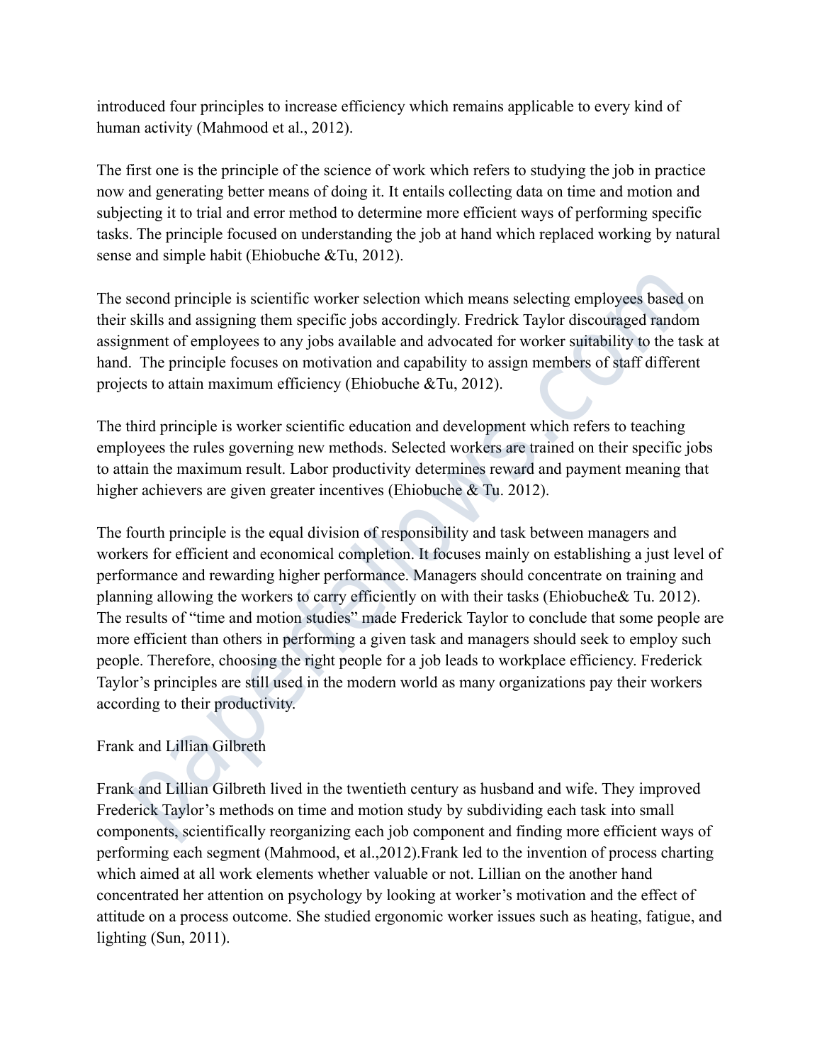introduced four principles to increase efficiency which remains applicable to every kind of human activity (Mahmood et al., 2012).

The first one is the principle of the science of work which refers to studying the job in practice now and generating better means of doing it. It entails collecting data on time and motion and subjecting it to trial and error method to determine more efficient ways of performing specific tasks. The principle focused on understanding the job at hand which replaced working by natural sense and simple habit (Ehiobuche &Tu, 2012).

The second principle is scientific worker selection which means selecting employees based on their skills and assigning them specific jobs accordingly. Fredrick Taylor discouraged random assignment of employees to any jobs available and advocated for worker suitability to the task at hand.  The principle focuses on motivation and capability to assign members of staff different projects to attain maximum efficiency (Ehiobuche &Tu, 2012).

The third principle is worker scientific education and development which refers to teaching employees the rules governing new methods. Selected workers are trained on their specific jobs to attain the maximum result. Labor productivity determines reward and payment meaning that higher achievers are given greater incentives (Ehiobuche & Tu. 2012).

The fourth principle is the equal division of responsibility and task between managers and workers for efficient and economical completion. It focuses mainly on establishing a just level of performance and rewarding higher performance. Managers should concentrate on training and planning allowing the workers to carry efficiently on with their tasks (Ehiobuche& Tu. 2012). The results of "time and motion studies" made Frederick Taylor to conclude that some people are more efficient than others in performing a given task and managers should seek to employ such people. Therefore, choosing the right people for a job leads to workplace efficiency. Frederick Taylor's principles are still used in the modern world as many organizations pay their workers according to their productivity.

Frank and Lillian Gilbreth

Frank and Lillian Gilbreth lived in the twentieth century as husband and wife. They improved Frederick Taylor's methods on time and motion study by subdividing each task into small components, scientifically reorganizing each job component and finding more efficient ways of performing each segment (Mahmood, et al.,2012).Frank led to the invention of process charting which aimed at all work elements whether valuable or not. Lillian on the another hand concentrated her attention on psychology by looking at worker's motivation and the effect of attitude on a process outcome. She studied ergonomic worker issues such as heating, fatigue, and lighting (Sun, 2011).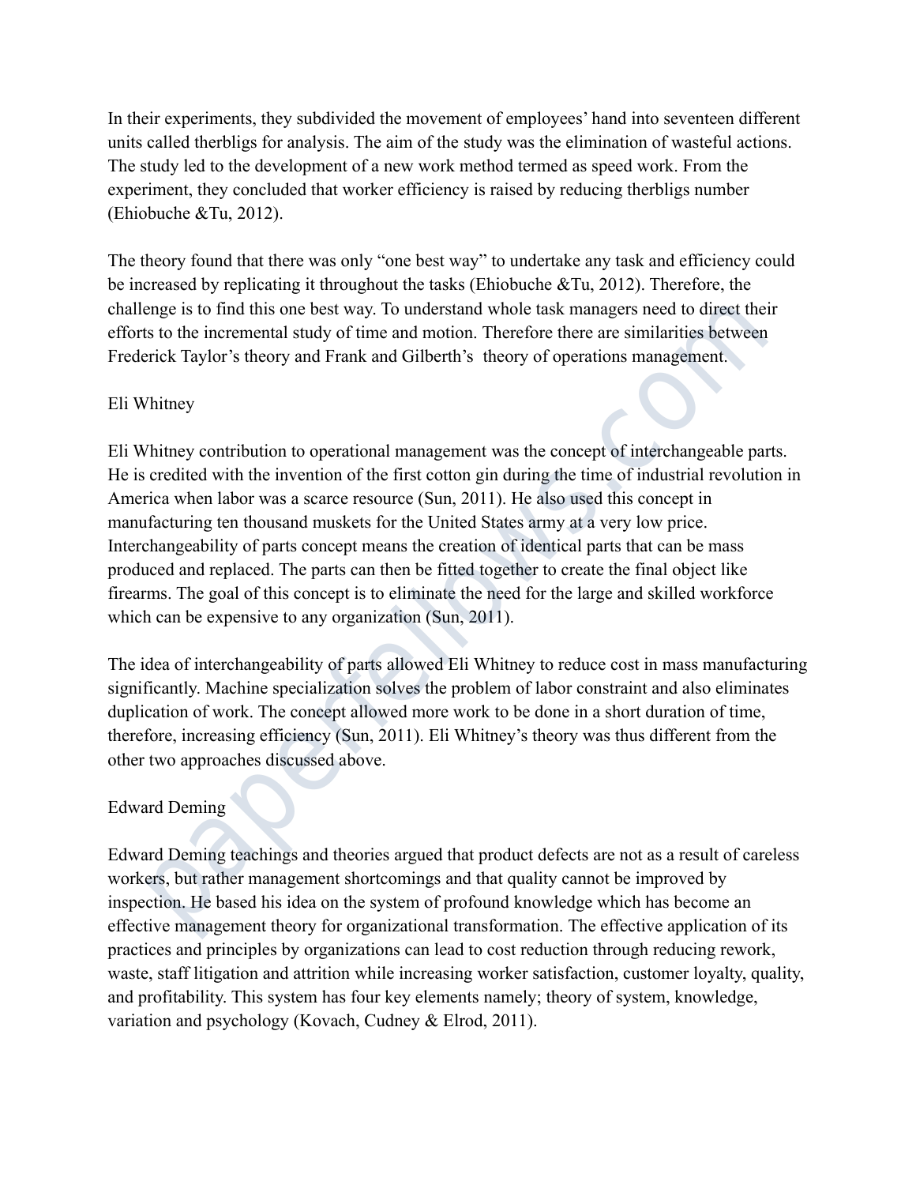In their experiments, they subdivided the movement of employees' hand into seventeen different units called therbligs for analysis. The aim of the study was the elimination of wasteful actions. The study led to the development of a new work method termed as speed work. From the experiment, they concluded that worker efficiency is raised by reducing therbligs number (Ehiobuche &Tu, 2012).

The theory found that there was only "one best way" to undertake any task and efficiency could be increased by replicating it throughout the tasks (Ehiobuche &Tu, 2012). Therefore, the challenge is to find this one best way. To understand whole task managers need to direct their efforts to the incremental study of time and motion. Therefore there are similarities between Frederick Taylor's theory and Frank and Gilberth's theory of operations management.

Eli Whitney

Eli Whitney contribution to operational management was the concept of interchangeable parts. He is credited with the invention of the first cotton gin during the time of industrial revolution in America when labor was a scarce resource (Sun, 2011). He also used this concept in manufacturing ten thousand muskets for the United States army at a very low price. Interchangeability of parts concept means the creation of identical parts that can be mass produced and replaced. The parts can then be fitted together to create the final object like firearms. The goal of this concept is to eliminate the need for the large and skilled workforce which can be expensive to any organization (Sun, 2011).

The idea of interchangeability of parts allowed Eli Whitney to reduce cost in mass manufacturing significantly. Machine specialization solves the problem of labor constraint and also eliminates duplication of work. The concept allowed more work to be done in a short duration of time, therefore, increasing efficiency (Sun, 2011). Eli Whitney's theory was thus different from the other two approaches discussed above.

Edward Deming

Edward Deming teachings and theories argued that product defects are not as a result of careless workers, but rather management shortcomings and that quality cannot be improved by inspection. He based his idea on the system of profound knowledge which has become an effective management theory for organizational transformation. The effective application of its practices and principles by organizations can lead to cost reduction through reducing rework, waste, staff litigation and attrition while increasing worker satisfaction, customer loyalty, quality, and profitability. This system has four key elements namely; theory of system, knowledge, variation and psychology (Kovach, Cudney & Elrod, 2011).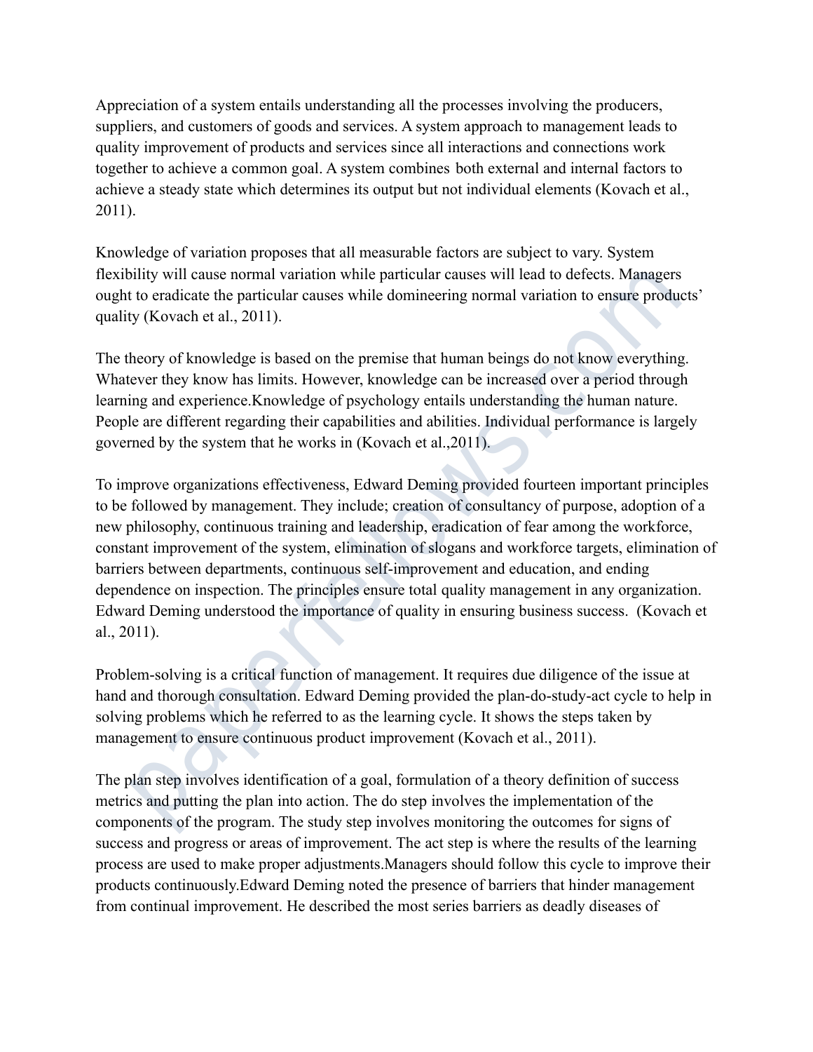Appreciation of a system entails understanding all the processes involving the producers, suppliers, and customers of goods and services. A system approach to management leads to quality improvement of products and services since all interactions and connections work together to achieve a common goal. A system combines both external and internal factors to achieve a steady state which determines its output but not individual elements (Kovach et al., 2011).

Knowledge of variation proposes that all measurable factors are subject to vary. System flexibility will cause normal variation while particular causes will lead to defects. Managers ought to eradicate the particular causes while domineering normal variation to ensure products' quality (Kovach et al., 2011).

The theory of knowledge is based on the premise that human beings do not know everything. Whatever they know has limits. However, knowledge can be increased over a period through learning and experience.Knowledge of psychology entails understanding the human nature. People are different regarding their capabilities and abilities. Individual performance is largely governed by the system that he works in (Kovach et al.,2011).

To improve organizations effectiveness, Edward Deming provided fourteen important principles to be followed by management. They include; creation of consultancy of purpose, adoption of a new philosophy, continuous training and leadership, eradication of fear among the workforce, constant improvement of the system, elimination of slogans and workforce targets, elimination of barriers between departments, continuous self-improvement and education, and ending dependence on inspection. The principles ensure total quality management in any organization. Edward Deming understood the importance of quality in ensuring business success. (Kovach et al., 2011).

Problem-solving is a critical function of management. It requires due diligence of the issue at hand and thorough consultation. Edward Deming provided the plan-do-study-act cycle to help in solving problems which he referred to as the learning cycle. It shows the steps taken by management to ensure continuous product improvement (Kovach et al., 2011).

The plan step involves identification of a goal, formulation of a theory definition of success metrics and putting the plan into action. The do step involves the implementation of the components of the program. The study step involves monitoring the outcomes for signs of success and progress or areas of improvement. The act step is where the results of the learning process are used to make proper adjustments.Managers should follow this cycle to improve their products continuously.Edward Deming noted the presence of barriers that hinder management from continual improvement. He described the most series barriers as deadly diseases of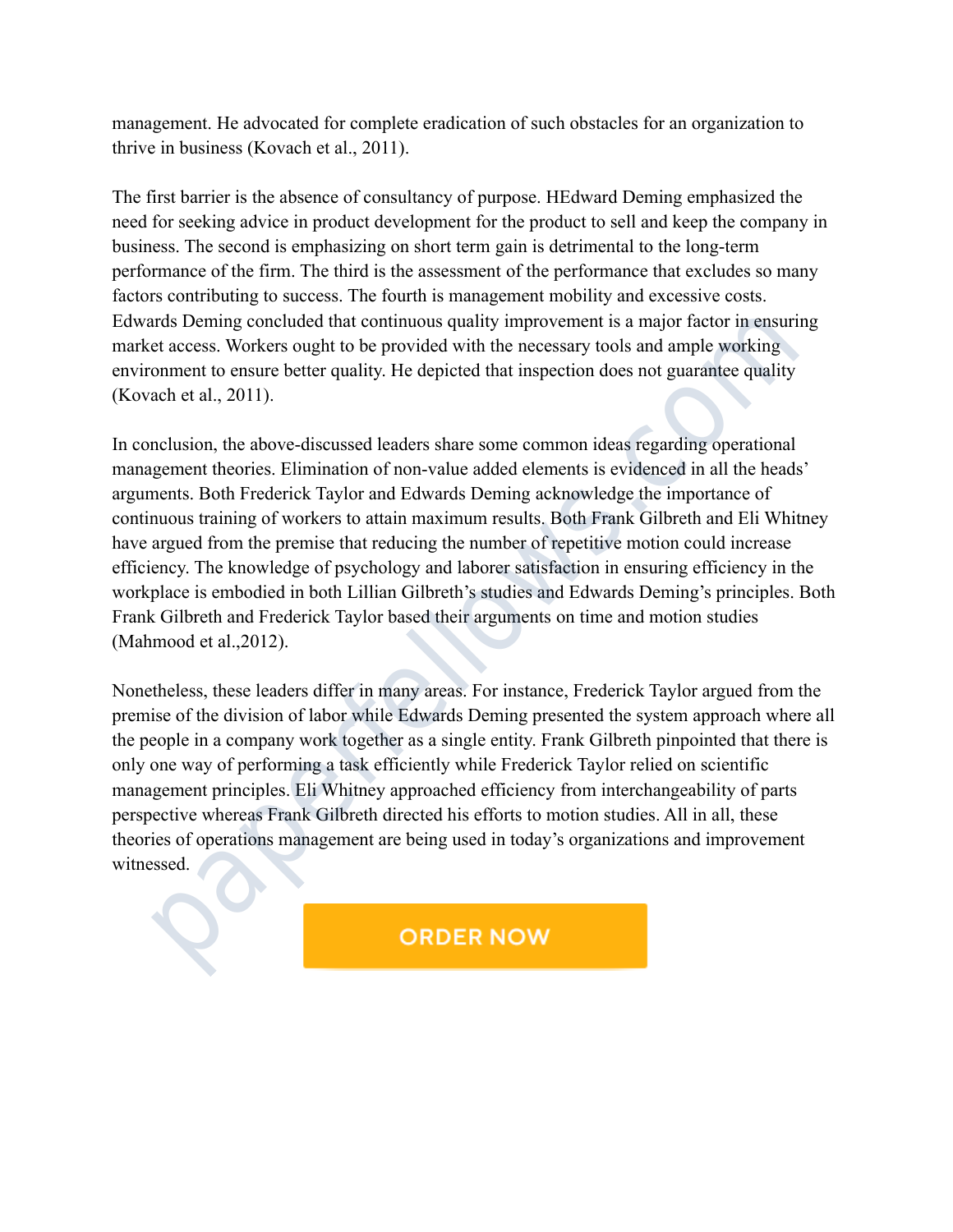management. He advocated for complete eradication of such obstacles for an organization to thrive in business (Kovach et al., 2011).

The first barrier is the absence of consultancy of purpose. HEdward Deming emphasized the need for seeking advice in product development for the product to sell and keep the company in business. The second is emphasizing on short term gain is detrimental to the long-term performance of the firm. The third is the assessment of the performance that excludes so many factors contributing to success. The fourth is management mobility and excessive costs. Edwards Deming concluded that continuous quality improvement is a major factor in ensuring market access. Workers ought to be provided with the necessary tools and ample working environment to ensure better quality. He depicted that inspection does not guarantee quality (Kovach et al., 2011).

In conclusion, the above-discussed leaders share some common ideas regarding operational management theories. Elimination of non-value added elements is evidenced in all the heads' arguments. Both Frederick Taylor and Edwards Deming acknowledge the importance of continuous training of workers to attain maximum results. Both Frank Gilbreth and Eli Whitney have argued from the premise that reducing the number of repetitive motion could increase efficiency. The knowledge of psychology and laborer satisfaction in ensuring efficiency in the workplace is embodied in both Lillian Gilbreth's studies and Edwards Deming's principles. Both Frank Gilbreth and Frederick Taylor based their arguments on time and motion studies (Mahmood et al.,2012).

Nonetheless, these leaders differ in many areas. For instance, Frederick Taylor argued from the premise of the division of labor while Edwards Deming presented the system approach where all the people in a company work together as a single entity. Frank Gilbreth pinpointed that there is only one way of performing a task efficiently while Frederick Taylor relied on scientific management principles. Eli Whitney approached efficiency from interchangeability of parts perspective whereas Frank Gilbreth directed his efforts to motion studies. All in all, these theories of operations management are being used in today's organizations and improvement witnessed.

ORDER NOW